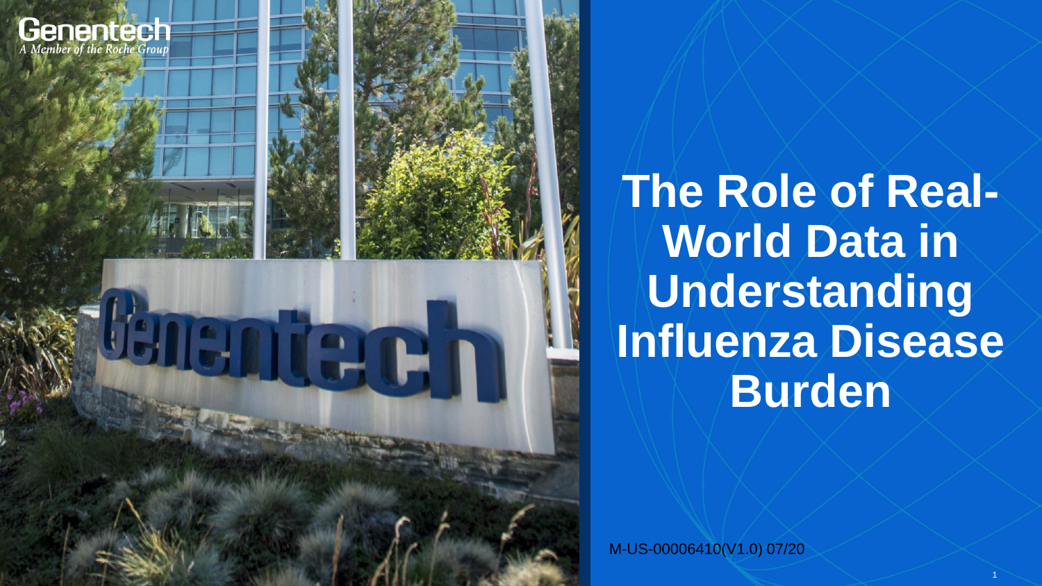Genentech

*A Member of the Roche Group*

# The Role of Real-World Data in Understanding Influenza Disease Burden

M-US-00006410(V1.0) 07/20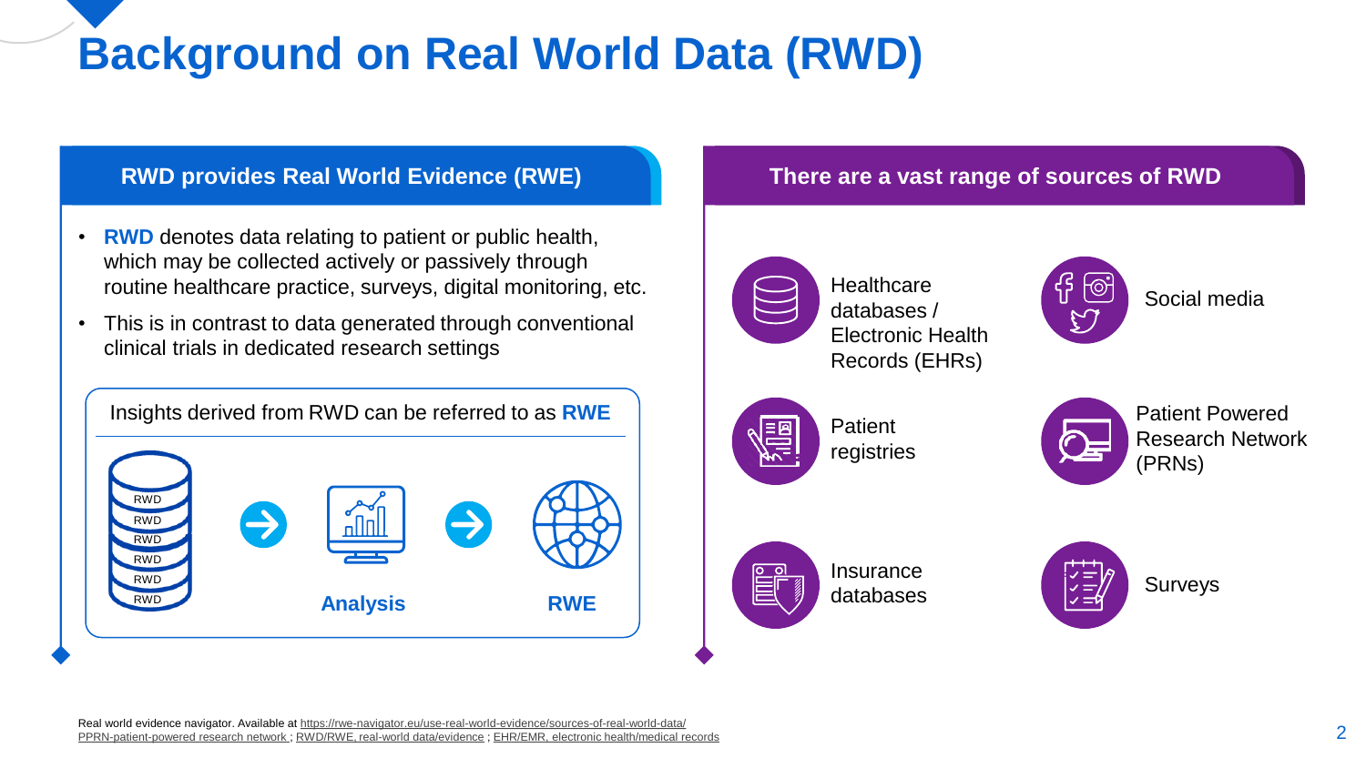# Background on Real World Data (RWD)

## RWD provides Real World Evidence (RWE)

- **RWD** denotes data relating to patient or public health, which may be collected actively or passively through routine healthcare practice, surveys, digital monitoring, etc.
- This is in contrast to data generated through conventional clinical trials in dedicated research settings

Insights derived from RWD can be referred to as **RWE**

RWD → **Analysis** → **RWE**

## There are a vast range of sources of RWD

- Healthcare databases / Electronic Health Records (EHRs)
- Social media
- Patient registries
- Patient Powered Research Network (PRNs)
- Insurance databases
- Surveys

Real world evidence navigator. Available at https://rwe-navigator.eu/use-real-world-evidence/sources-of-real-world-data/
PPRN-patient-powered research network ; RWD/RWE, real-world data/evidence ; EHR/EMR, electronic health/medical records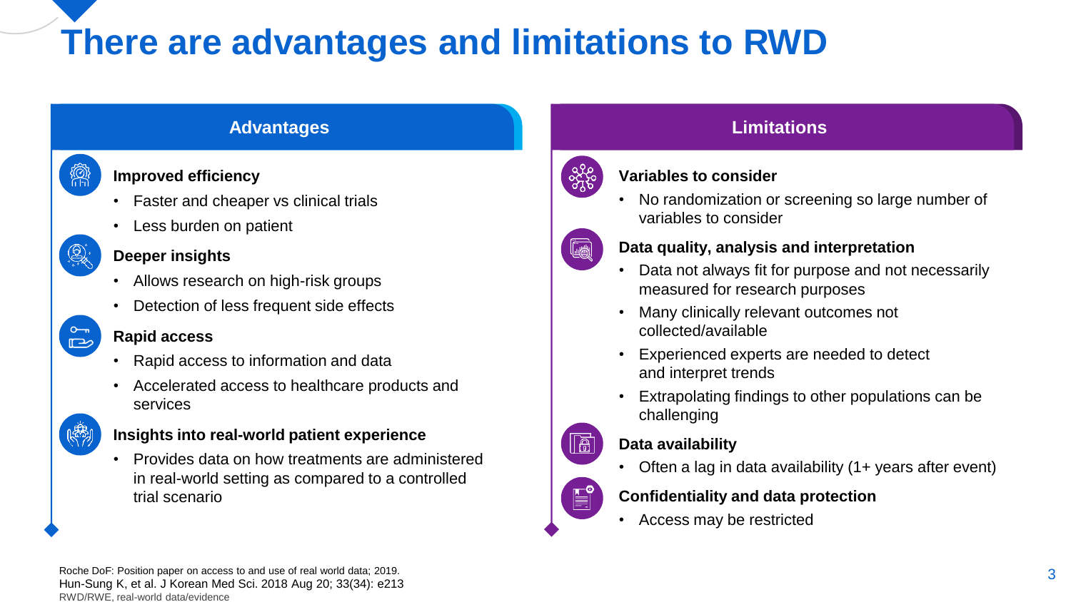# There are advantages and limitations to RWD

## Advantages

**Improved efficiency**

- Faster and cheaper vs clinical trials
- Less burden on patient

**Deeper insights**

- Allows research on high-risk groups
- Detection of less frequent side effects

**Rapid access**

- Rapid access to information and data
- Accelerated access to healthcare products and services

**Insights into real-world patient experience**

- Provides data on how treatments are administered in real-world setting as compared to a controlled trial scenario

## Limitations

**Variables to consider**

- No randomization or screening so large number of variables to consider

**Data quality, analysis and interpretation**

- Data not always fit for purpose and not necessarily measured for research purposes
- Many clinically relevant outcomes not collected/available
- Experienced experts are needed to detect and interpret trends
- Extrapolating findings to other populations can be challenging

**Data availability**

- Often a lag in data availability (1+ years after event)

**Confidentiality and data protection**

- Access may be restricted

Roche DoF: Position paper on access to and use of real world data; 2019.
Hun-Sung K, et al. J Korean Med Sci. 2018 Aug 20; 33(34): e213
RWD/RWE, real-world data/evidence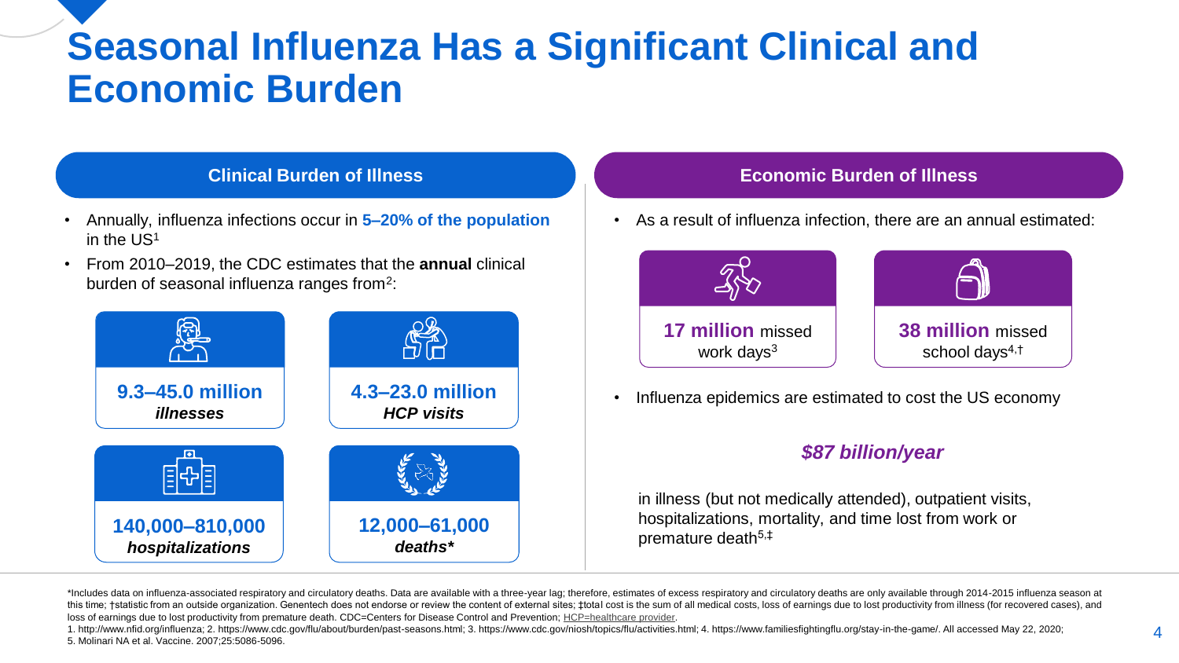# Seasonal Influenza Has a Significant Clinical and Economic Burden

## Clinical Burden of Illness

- Annually, influenza infections occur in **5–20% of the population** in the US[1]
- From 2010–2019, the CDC estimates that the **annual** clinical burden of seasonal influenza ranges from[2]:

**9.3–45.0 million**
***illnesses***

**4.3–23.0 million**
***HCP visits***

**140,000–810,000**
***hospitalizations***

**12,000–61,000**
***deaths****

## Economic Burden of Illness

- As a result of influenza infection, there are an annual estimated:

**17 million** missed work days[3]

**38 million** missed school days[4,†]

- Influenza epidemics are estimated to cost the US economy

***$87 billion/year***

in illness (but not medically attended), outpatient visits, hospitalizations, mortality, and time lost from work or premature death[5,‡]

*Includes data on influenza-associated respiratory and circulatory deaths. Data are available with a three-year lag; therefore, estimates of excess respiratory and circulatory deaths are only available through 2014-2015 influenza season at this time; †statistic from an outside organization. Genentech does not endorse or review the content of external sites; ‡total cost is the sum of all medical costs, loss of earnings due to lost productivity from illness (for recovered cases), and loss of earnings due to lost productivity from premature death. CDC=Centers for Disease Control and Prevention; HCP=healthcare provider.

1. http://www.nfid.org/influenza; 2. https://www.cdc.gov/flu/about/burden/past-seasons.html; 3. https://www.cdc.gov/niosh/topics/flu/activities.html; 4. https://www.familiesfightingflu.org/stay-in-the-game/. All accessed May 22, 2020; 5. Molinari NA et al. Vaccine. 2007;25:5086-5096.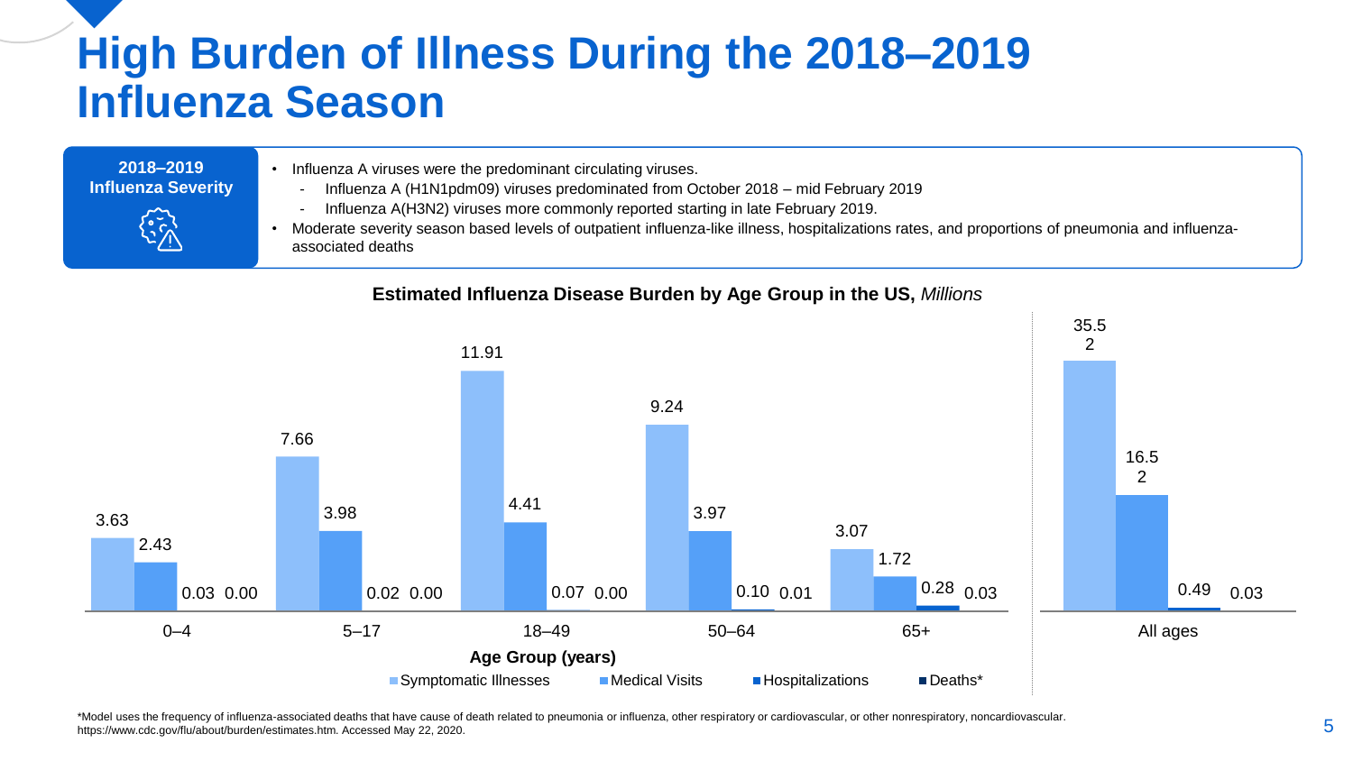# High Burden of Illness During the 2018–2019 Influenza Season

**2018–2019 Influenza Severity**

- Influenza A viruses were the predominant circulating viruses.
  - Influenza A (H1N1pdm09) viruses predominated from October 2018 – mid February 2019
  - Influenza A(H3N2) viruses more commonly reported starting in late February 2019.
- Moderate severity season based levels of outpatient influenza-like illness, hospitalizations rates, and proportions of pneumonia and influenza-associated deaths

**Estimated Influenza Disease Burden by Age Group in the US,** *Millions*

| Age Group (years) | Symptomatic Illnesses | Medical Visits | Hospitalizations | Deaths* |
|---|---|---|---|---|
| 0–4 | 3.63 | 2.43 | 0.03 | 0.00 |
| 5–17 | 7.66 | 3.98 | 0.02 | 0.00 |
| 18–49 | 11.91 | 4.41 | 0.07 | 0.00 |
| 50–64 | 9.24 | 3.97 | 0.10 | 0.01 |
| 65+ | 3.07 | 1.72 | 0.28 | 0.03 |
| All ages | 35.52 | 16.52 | 0.49 | 0.03 |

*Model uses the frequency of influenza-associated deaths that have cause of death related to pneumonia or influenza, other respiratory or cardiovascular, or other nonrespiratory, noncardiovascular.
https://www.cdc.gov/flu/about/burden/estimates.htm. Accessed May 22, 2020.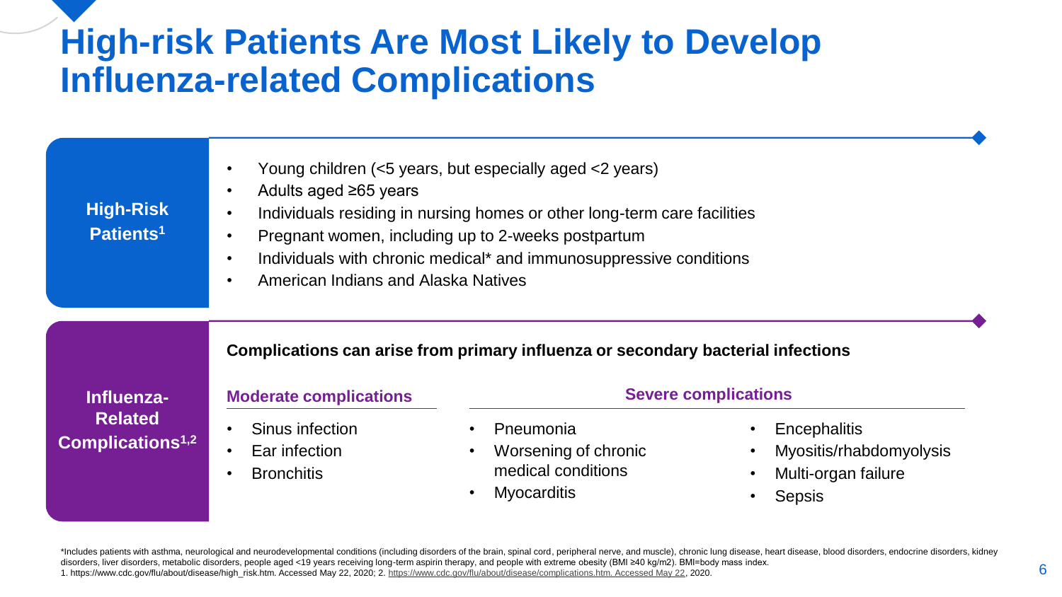# High-risk Patients Are Most Likely to Develop Influenza-related Complications

## High-Risk Patients[1]

- Young children (<5 years, but especially aged <2 years)
- Adults aged ≥65 years
- Individuals residing in nursing homes or other long-term care facilities
- Pregnant women, including up to 2-weeks postpartum
- Individuals with chronic medical* and immunosuppressive conditions
- American Indians and Alaska Natives

## Influenza-Related Complications[1,2]

**Complications can arise from primary influenza or secondary bacterial infections**

### Moderate complications

- Sinus infection
- Ear infection
- Bronchitis

### Severe complications

- Pneumonia
- Worsening of chronic medical conditions
- Myocarditis
- Encephalitis
- Myositis/rhabdomyolysis
- Multi-organ failure
- Sepsis

*Includes patients with asthma, neurological and neurodevelopmental conditions (including disorders of the brain, spinal cord, peripheral nerve, and muscle), chronic lung disease, heart disease, blood disorders, endocrine disorders, kidney disorders, liver disorders, metabolic disorders, people aged <19 years receiving long-term aspirin therapy, and people with extreme obesity (BMI ≥40 kg/m2). BMI=body mass index.

1. https://www.cdc.gov/flu/about/disease/high_risk.htm. Accessed May 22, 2020; 2. https://www.cdc.gov/flu/about/disease/complications.htm. Accessed May 22, 2020.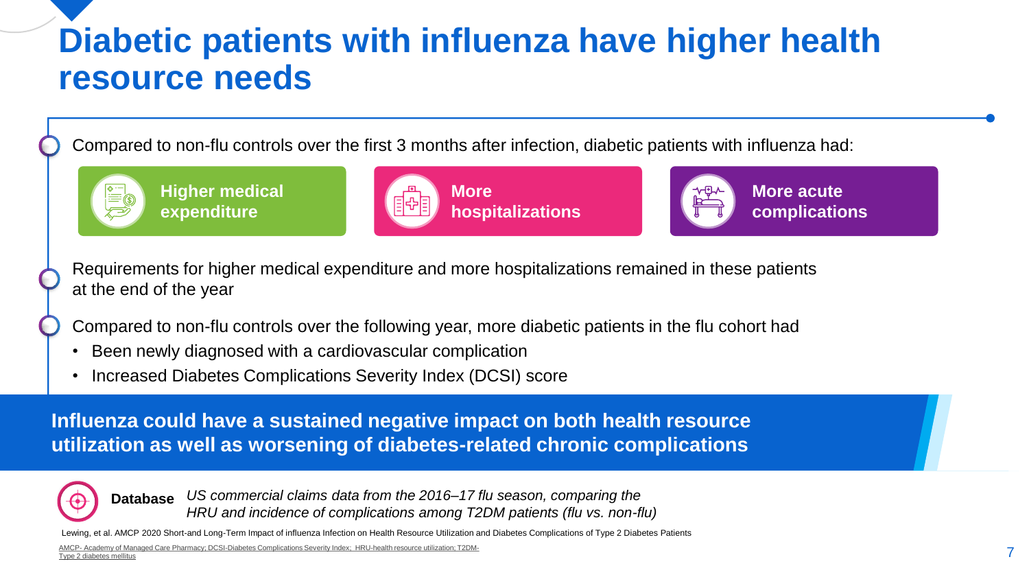# Diabetic patients with influenza have higher health resource needs

Compared to non-flu controls over the first 3 months after infection, diabetic patients with influenza had:

- **Higher medical expenditure**
- **More hospitalizations**
- **More acute complications**

Requirements for higher medical expenditure and more hospitalizations remained in these patients at the end of the year

Compared to non-flu controls over the following year, more diabetic patients in the flu cohort had

- Been newly diagnosed with a cardiovascular complication
- Increased Diabetes Complications Severity Index (DCSI) score

**Influenza could have a sustained negative impact on both health resource utilization as well as worsening of diabetes-related chronic complications**

**Database** *US commercial claims data from the 2016–17 flu season, comparing the HRU and incidence of complications among T2DM patients (flu vs. non-flu)*

Lewing, et al. AMCP 2020 Short-and Long-Term Impact of influenza Infection on Health Resource Utilization and Diabetes Complications of Type 2 Diabetes Patients

AMCP- Academy of Managed Care Pharmacy; DCSI-Diabetes Complications Severity Index; HRU-health resource utilization; T2DM-Type 2 diabetes mellitus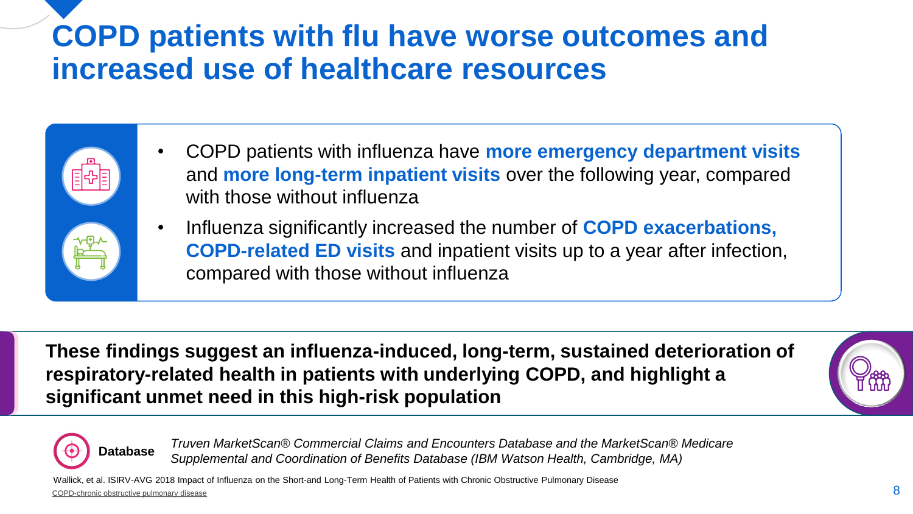# COPD patients with flu have worse outcomes and increased use of healthcare resources

- COPD patients with influenza have **more emergency department visits** and **more long-term inpatient visits** over the following year, compared with those without influenza
- Influenza significantly increased the number of **COPD exacerbations, COPD-related ED visits** and inpatient visits up to a year after infection, compared with those without influenza

**These findings suggest an influenza-induced, long-term, sustained deterioration of respiratory-related health in patients with underlying COPD, and highlight a significant unmet need in this high-risk population**

**Database** *Truven MarketScan® Commercial Claims and Encounters Database and the MarketScan® Medicare Supplemental and Coordination of Benefits Database (IBM Watson Health, Cambridge, MA)*

Wallick, et al. ISIRV-AVG 2018 Impact of Influenza on the Short-and Long-Term Health of Patients with Chronic Obstructive Pulmonary Disease

COPD-chronic obstructive pulmonary disease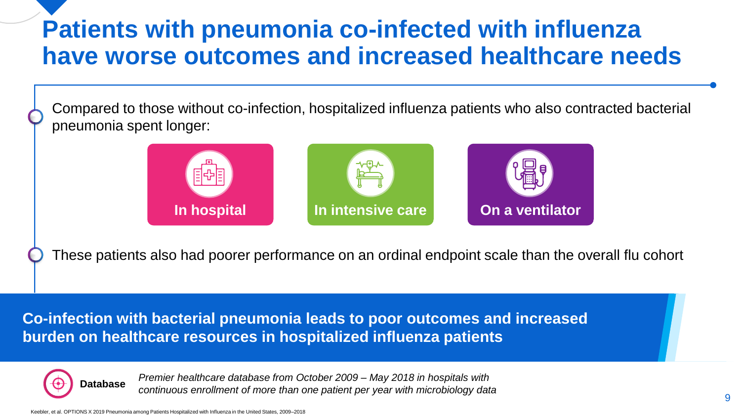# Patients with pneumonia co-infected with influenza have worse outcomes and increased healthcare needs

- Compared to those without co-infection, hospitalized influenza patients who also contracted bacterial pneumonia spent longer:

**In hospital**

**In intensive care**

**On a ventilator**

- These patients also had poorer performance on an ordinal endpoint scale than the overall flu cohort

**Co-infection with bacterial pneumonia leads to poor outcomes and increased burden on healthcare resources in hospitalized influenza patients**

**Database** *Premier healthcare database from October 2009 – May 2018 in hospitals with continuous enrollment of more than one patient per year with microbiology data*

Keebler, et al. OPTIONS X 2019 Pneumonia among Patients Hospitalized with Influenza in the United States, 2009–2018